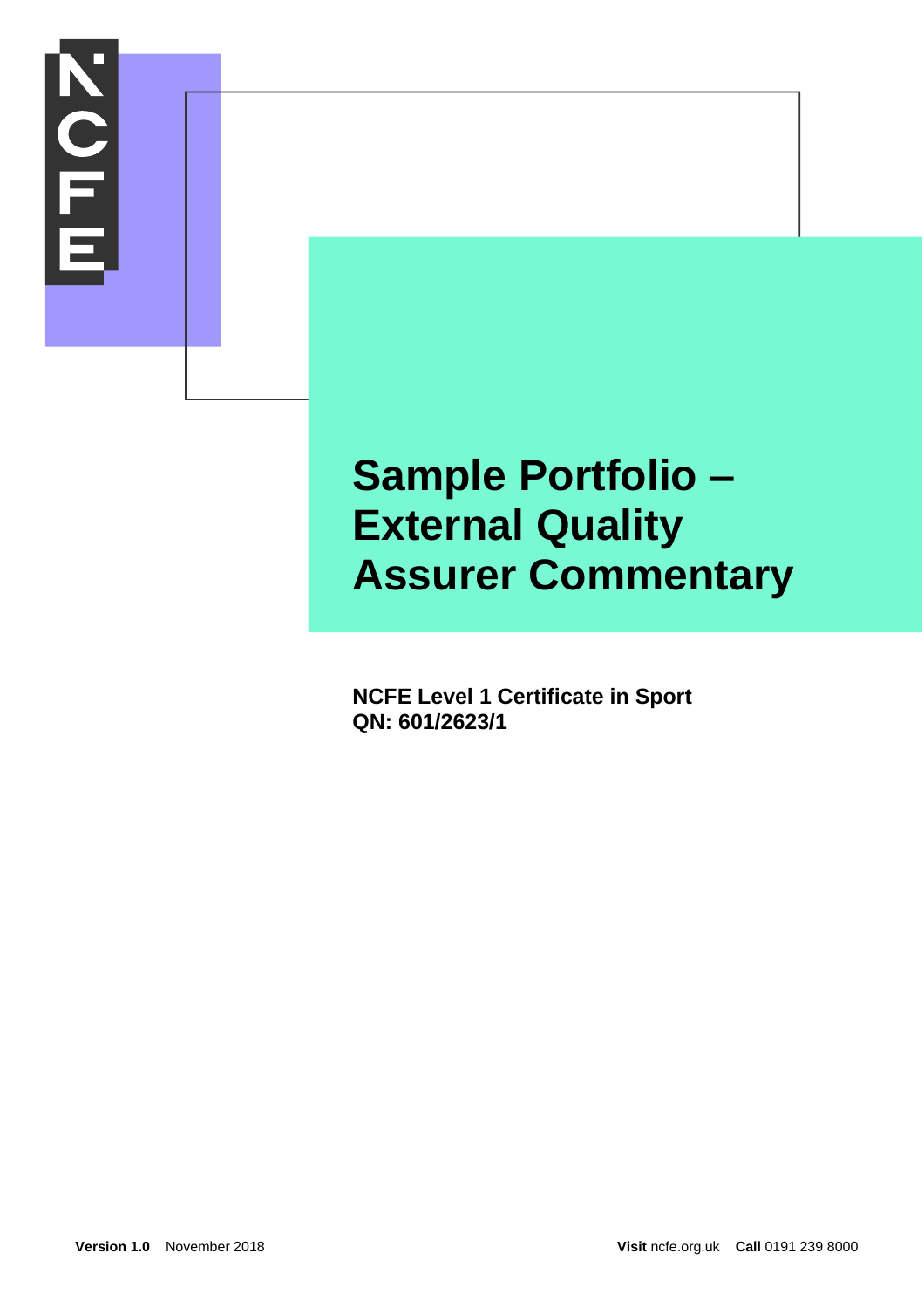# Sample Portfolio – External Quality Assurer Commentary

**NCFE Level 1 Certificate in Sport**
**QN: 601/2623/1**

**Version 1.0** November 2018

**Visit** ncfe.org.uk **Call** 0191 239 8000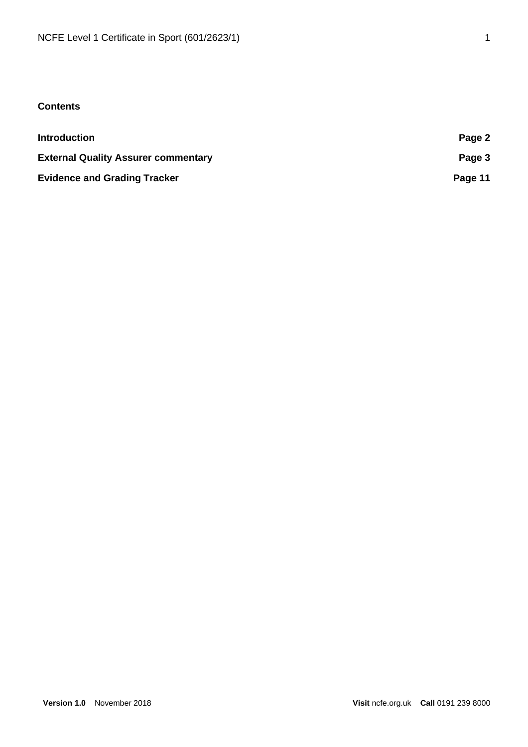**Contents**

| | |
|---|---|
| **Introduction** | **Page 2** |
| **External Quality Assurer commentary** | **Page 3** |
| **Evidence and Grading Tracker** | **Page 11** |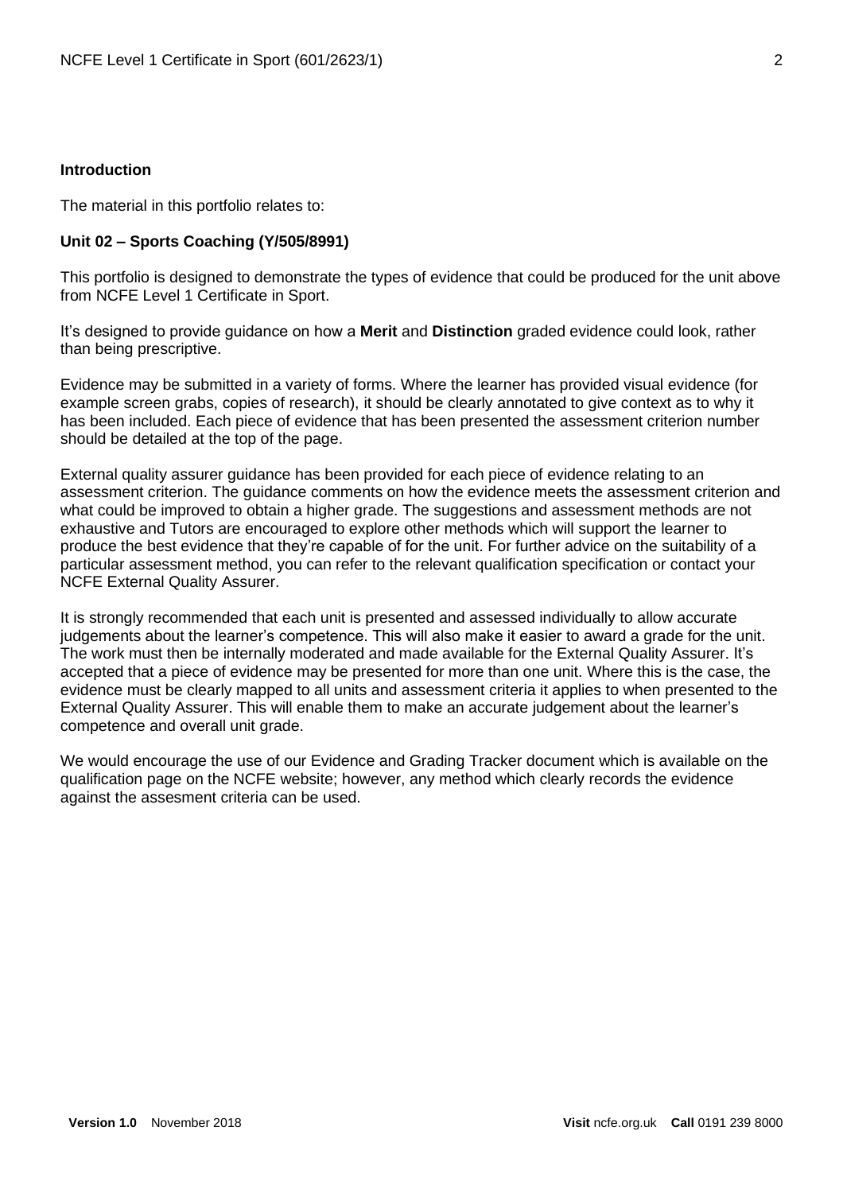**Introduction**

The material in this portfolio relates to:

**Unit 02 – Sports Coaching (Y/505/8991)**

This portfolio is designed to demonstrate the types of evidence that could be produced for the unit above from NCFE Level 1 Certificate in Sport.

It's designed to provide guidance on how a **Merit** and **Distinction** graded evidence could look, rather than being prescriptive.

Evidence may be submitted in a variety of forms. Where the learner has provided visual evidence (for example screen grabs, copies of research), it should be clearly annotated to give context as to why it has been included. Each piece of evidence that has been presented the assessment criterion number should be detailed at the top of the page.

External quality assurer guidance has been provided for each piece of evidence relating to an assessment criterion. The guidance comments on how the evidence meets the assessment criterion and what could be improved to obtain a higher grade. The suggestions and assessment methods are not exhaustive and Tutors are encouraged to explore other methods which will support the learner to produce the best evidence that they're capable of for the unit. For further advice on the suitability of a particular assessment method, you can refer to the relevant qualification specification or contact your NCFE External Quality Assurer.

It is strongly recommended that each unit is presented and assessed individually to allow accurate judgements about the learner's competence. This will also make it easier to award a grade for the unit. The work must then be internally moderated and made available for the External Quality Assurer. It's accepted that a piece of evidence may be presented for more than one unit. Where this is the case, the evidence must be clearly mapped to all units and assessment criteria it applies to when presented to the External Quality Assurer. This will enable them to make an accurate judgement about the learner's competence and overall unit grade.

We would encourage the use of our Evidence and Grading Tracker document which is available on the qualification page on the NCFE website; however, any method which clearly records the evidence against the assesment criteria can be used.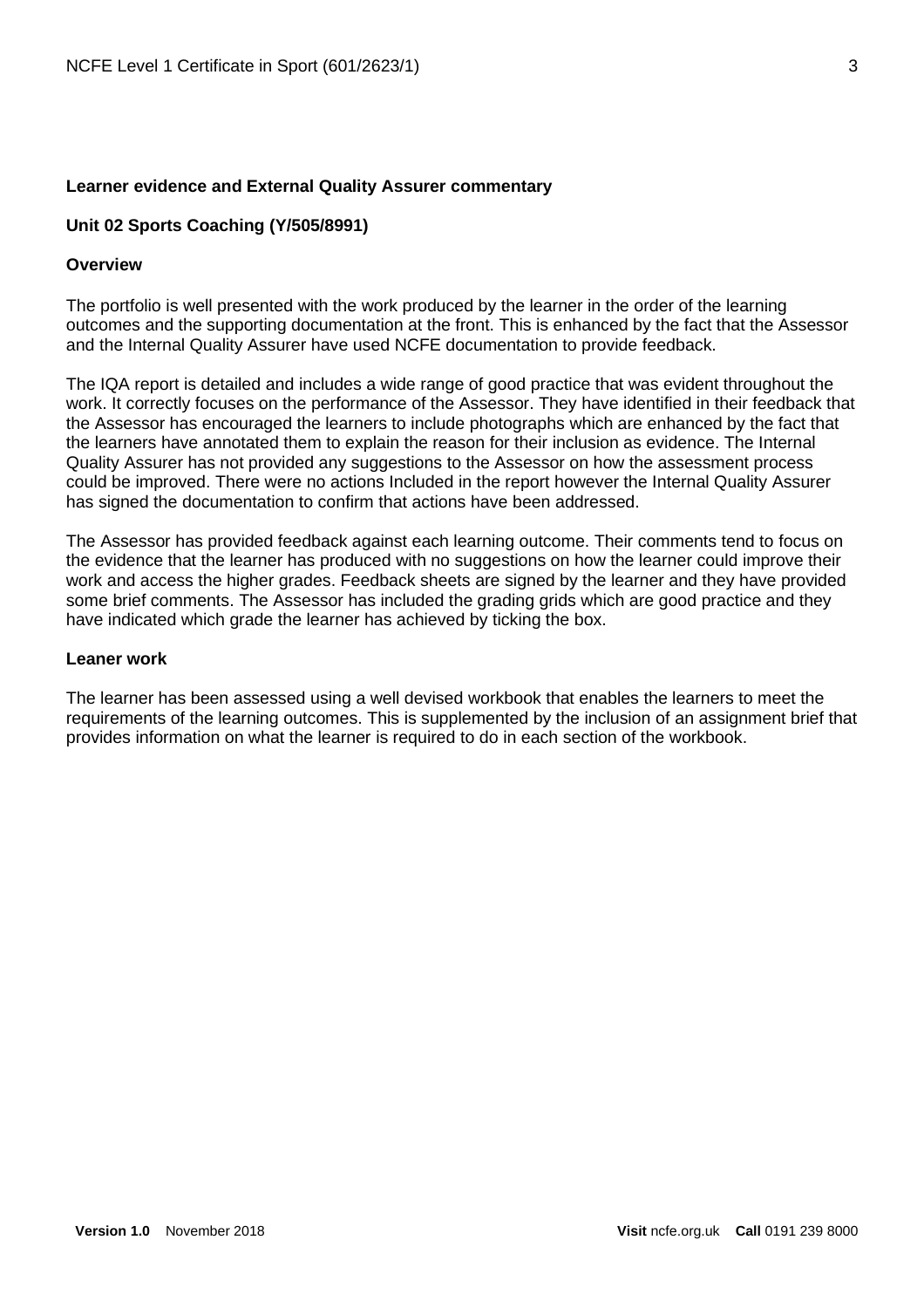**Learner evidence and External Quality Assurer commentary**

**Unit 02 Sports Coaching (Y/505/8991)**

**Overview**

The portfolio is well presented with the work produced by the learner in the order of the learning outcomes and the supporting documentation at the front. This is enhanced by the fact that the Assessor and the Internal Quality Assurer have used NCFE documentation to provide feedback.

The IQA report is detailed and includes a wide range of good practice that was evident throughout the work. It correctly focuses on the performance of the Assessor. They have identified in their feedback that the Assessor has encouraged the learners to include photographs which are enhanced by the fact that the learners have annotated them to explain the reason for their inclusion as evidence. The Internal Quality Assurer has not provided any suggestions to the Assessor on how the assessment process could be improved. There were no actions Included in the report however the Internal Quality Assurer has signed the documentation to confirm that actions have been addressed.

The Assessor has provided feedback against each learning outcome. Their comments tend to focus on the evidence that the learner has produced with no suggestions on how the learner could improve their work and access the higher grades. Feedback sheets are signed by the learner and they have provided some brief comments. The Assessor has included the grading grids which are good practice and they have indicated which grade the learner has achieved by ticking the box.

**Leaner work**

The learner has been assessed using a well devised workbook that enables the learners to meet the requirements of the learning outcomes. This is supplemented by the inclusion of an assignment brief that provides information on what the learner is required to do in each section of the workbook.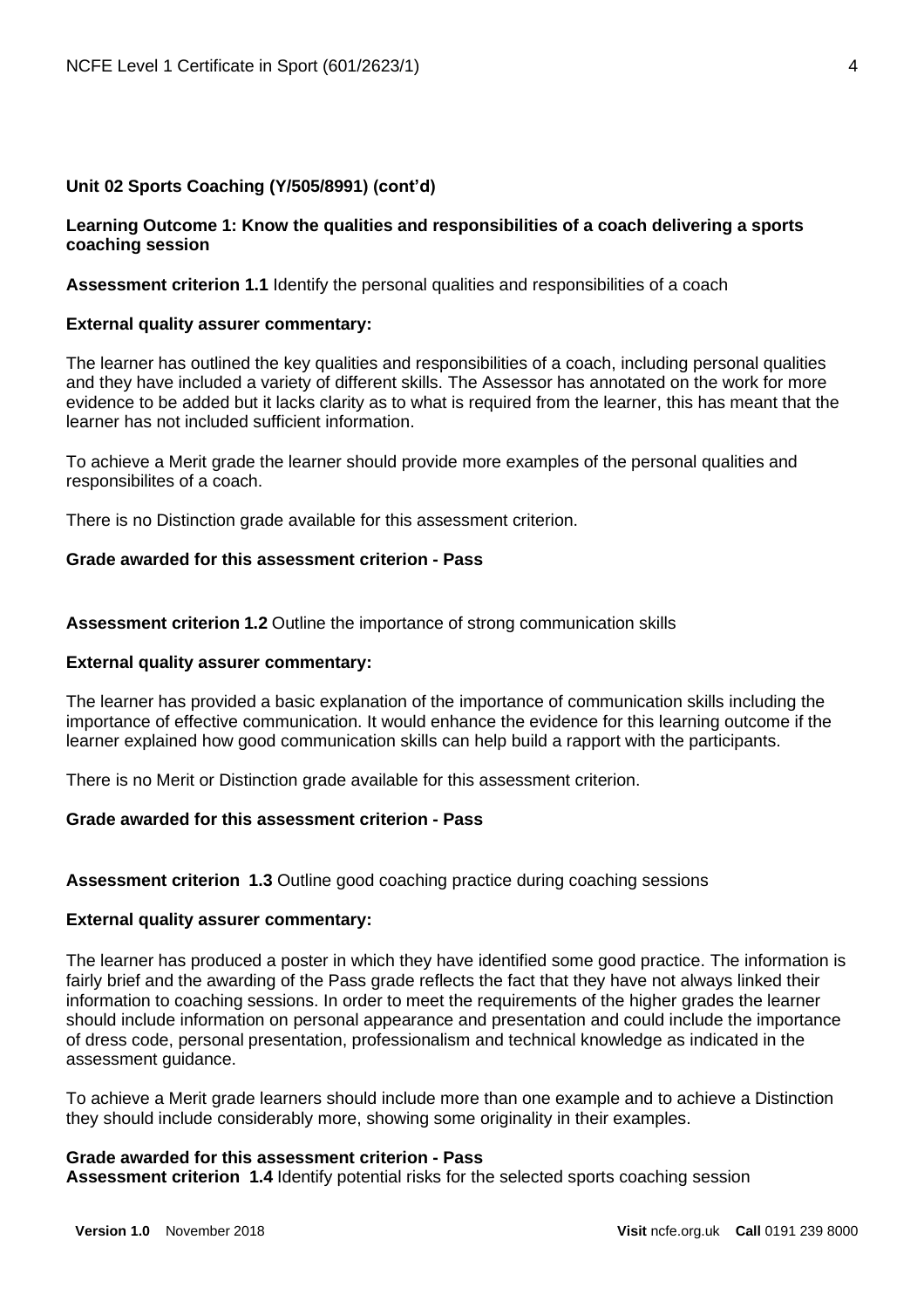**Unit 02 Sports Coaching (Y/505/8991) (cont'd)**

**Learning Outcome 1: Know the qualities and responsibilities of a coach delivering a sports coaching session**

**Assessment criterion 1.1** Identify the personal qualities and responsibilities of a coach

**External quality assurer commentary:**

The learner has outlined the key qualities and responsibilities of a coach, including personal qualities and they have included a variety of different skills. The Assessor has annotated on the work for more evidence to be added but it lacks clarity as to what is required from the learner, this has meant that the learner has not included sufficient information.

To achieve a Merit grade the learner should provide more examples of the personal qualities and responsibilites of a coach.

There is no Distinction grade available for this assessment criterion.

**Grade awarded for this assessment criterion - Pass**

**Assessment criterion 1.2** Outline the importance of strong communication skills

**External quality assurer commentary:**

The learner has provided a basic explanation of the importance of communication skills including the importance of effective communication. It would enhance the evidence for this learning outcome if the learner explained how good communication skills can help build a rapport with the participants.

There is no Merit or Distinction grade available for this assessment criterion.

**Grade awarded for this assessment criterion - Pass**

**Assessment criterion 1.3** Outline good coaching practice during coaching sessions

**External quality assurer commentary:**

The learner has produced a poster in which they have identified some good practice. The information is fairly brief and the awarding of the Pass grade reflects the fact that they have not always linked their information to coaching sessions. In order to meet the requirements of the higher grades the learner should include information on personal appearance and presentation and could include the importance of dress code, personal presentation, professionalism and technical knowledge as indicated in the assessment guidance.

To achieve a Merit grade learners should include more than one example and to achieve a Distinction they should include considerably more, showing some originality in their examples.

**Grade awarded for this assessment criterion - Pass**

**Assessment criterion 1.4** Identify potential risks for the selected sports coaching session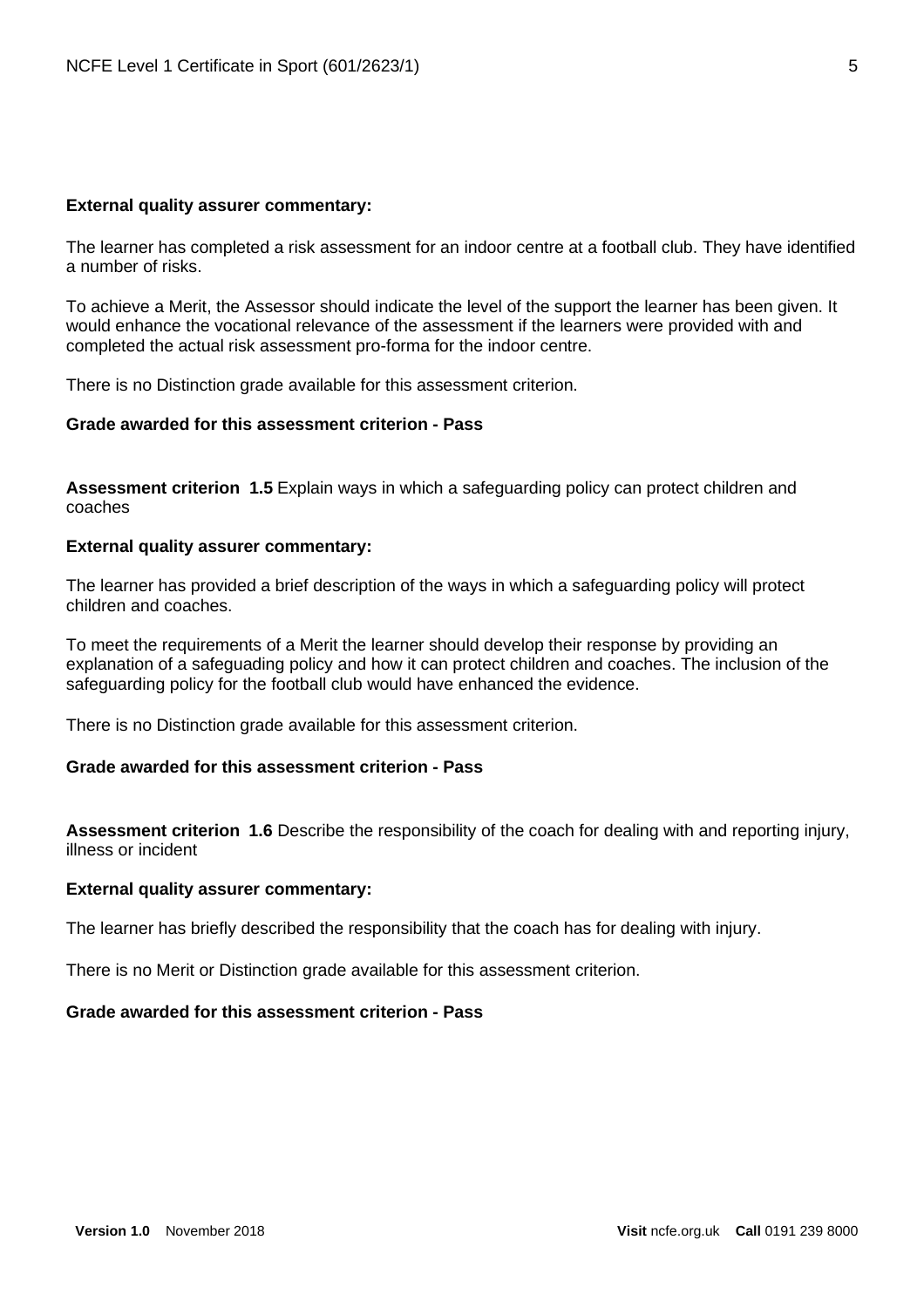**External quality assurer commentary:**

The learner has completed a risk assessment for an indoor centre at a football club. They have identified a number of risks.

To achieve a Merit, the Assessor should indicate the level of the support the learner has been given. It would enhance the vocational relevance of the assessment if the learners were provided with and completed the actual risk assessment pro-forma for the indoor centre.

There is no Distinction grade available for this assessment criterion.

**Grade awarded for this assessment criterion - Pass**

**Assessment criterion 1.5** Explain ways in which a safeguarding policy can protect children and coaches

**External quality assurer commentary:**

The learner has provided a brief description of the ways in which a safeguarding policy will protect children and coaches.

To meet the requirements of a Merit the learner should develop their response by providing an explanation of a safeguading policy and how it can protect children and coaches. The inclusion of the safeguarding policy for the football club would have enhanced the evidence.

There is no Distinction grade available for this assessment criterion.

**Grade awarded for this assessment criterion - Pass**

**Assessment criterion 1.6** Describe the responsibility of the coach for dealing with and reporting injury, illness or incident

**External quality assurer commentary:**

The learner has briefly described the responsibility that the coach has for dealing with injury.

There is no Merit or Distinction grade available for this assessment criterion.

**Grade awarded for this assessment criterion - Pass**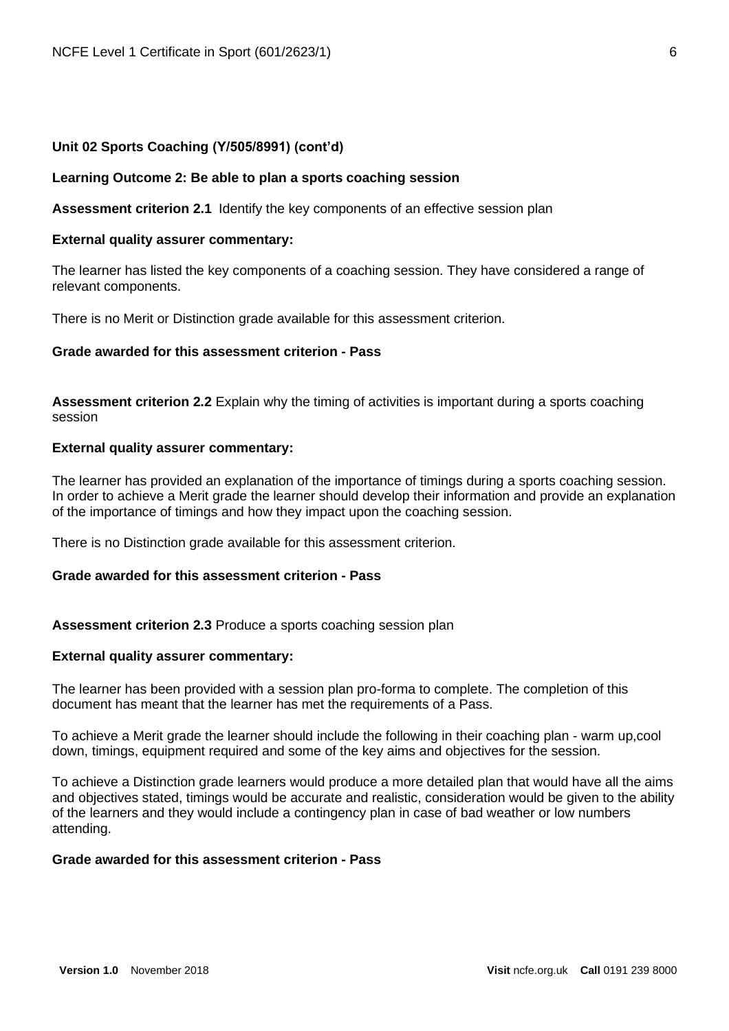**Unit 02 Sports Coaching (Y/505/8991) (cont'd)**

**Learning Outcome 2: Be able to plan a sports coaching session**

**Assessment criterion 2.1** Identify the key components of an effective session plan

**External quality assurer commentary:**

The learner has listed the key components of a coaching session. They have considered a range of relevant components.

There is no Merit or Distinction grade available for this assessment criterion.

**Grade awarded for this assessment criterion - Pass**

**Assessment criterion 2.2** Explain why the timing of activities is important during a sports coaching session

**External quality assurer commentary:**

The learner has provided an explanation of the importance of timings during a sports coaching session. In order to achieve a Merit grade the learner should develop their information and provide an explanation of the importance of timings and how they impact upon the coaching session.

There is no Distinction grade available for this assessment criterion.

**Grade awarded for this assessment criterion - Pass**

**Assessment criterion 2.3** Produce a sports coaching session plan

**External quality assurer commentary:**

The learner has been provided with a session plan pro-forma to complete. The completion of this document has meant that the learner has met the requirements of a Pass.

To achieve a Merit grade the learner should include the following in their coaching plan - warm up,cool down, timings, equipment required and some of the key aims and objectives for the session.

To achieve a Distinction grade learners would produce a more detailed plan that would have all the aims and objectives stated, timings would be accurate and realistic, consideration would be given to the ability of the learners and they would include a contingency plan in case of bad weather or low numbers attending.

**Grade awarded for this assessment criterion - Pass**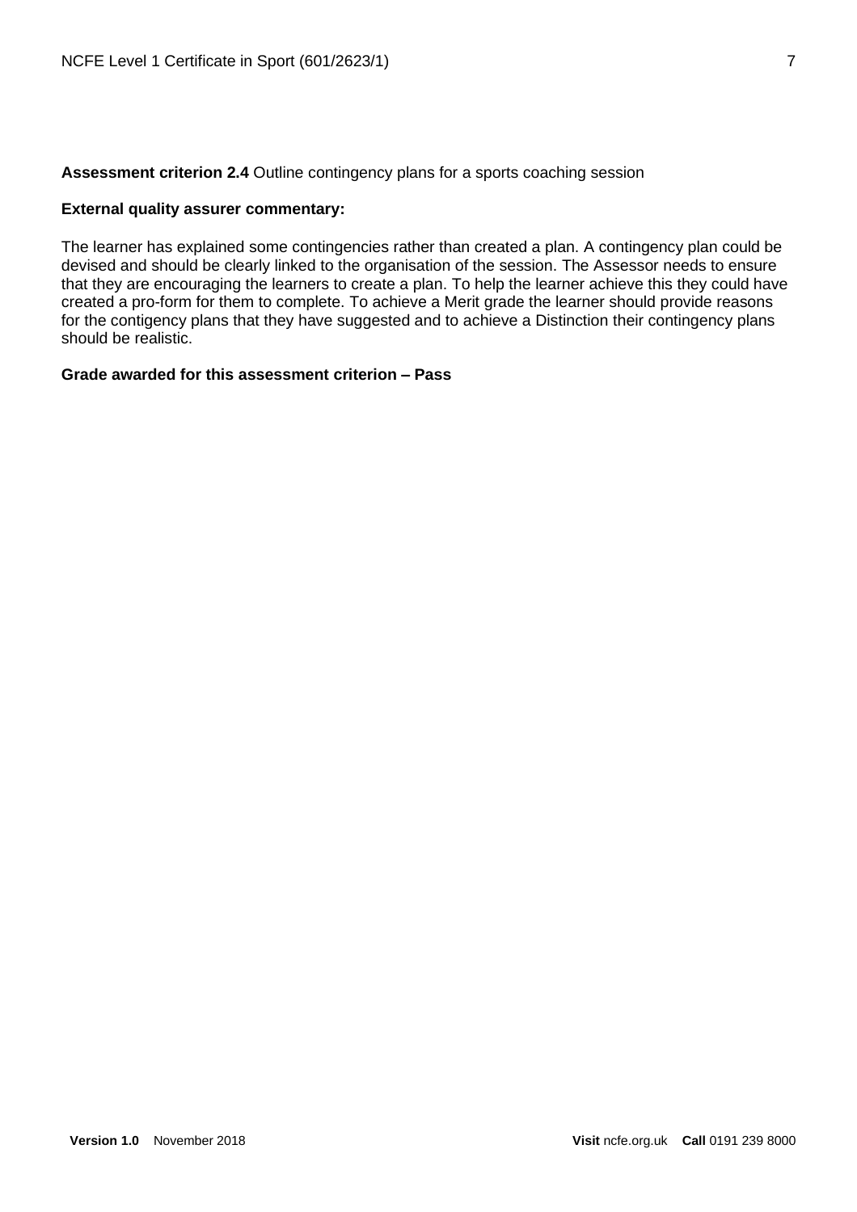**Assessment criterion 2.4** Outline contingency plans for a sports coaching session

**External quality assurer commentary:**

The learner has explained some contingencies rather than created a plan. A contingency plan could be devised and should be clearly linked to the organisation of the session. The Assessor needs to ensure that they are encouraging the learners to create a plan. To help the learner achieve this they could have created a pro-form for them to complete. To achieve a Merit grade the learner should provide reasons for the contigency plans that they have suggested and to achieve a Distinction their contingency plans should be realistic.

**Grade awarded for this assessment criterion – Pass**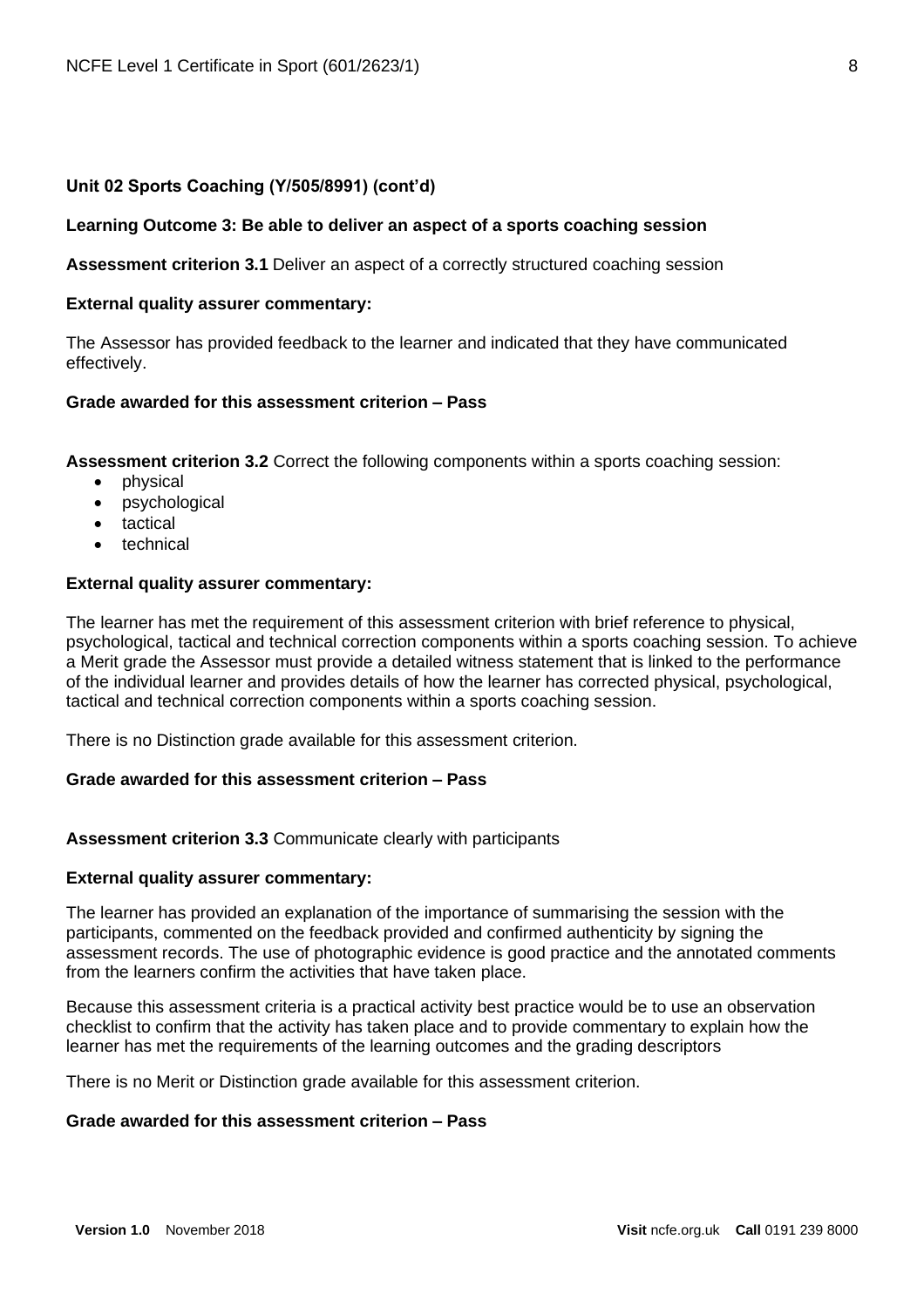**Unit 02 Sports Coaching (Y/505/8991) (cont'd)**

**Learning Outcome 3: Be able to deliver an aspect of a sports coaching session**

**Assessment criterion 3.1** Deliver an aspect of a correctly structured coaching session

**External quality assurer commentary:**

The Assessor has provided feedback to the learner and indicated that they have communicated effectively.

**Grade awarded for this assessment criterion – Pass**

**Assessment criterion 3.2** Correct the following components within a sports coaching session:

- physical
- psychological
- tactical
- technical

**External quality assurer commentary:**

The learner has met the requirement of this assessment criterion with brief reference to physical, psychological, tactical and technical correction components within a sports coaching session. To achieve a Merit grade the Assessor must provide a detailed witness statement that is linked to the performance of the individual learner and provides details of how the learner has corrected physical, psychological, tactical and technical correction components within a sports coaching session.

There is no Distinction grade available for this assessment criterion.

**Grade awarded for this assessment criterion – Pass**

**Assessment criterion 3.3** Communicate clearly with participants

**External quality assurer commentary:**

The learner has provided an explanation of the importance of summarising the session with the participants, commented on the feedback provided and confirmed authenticity by signing the assessment records. The use of photographic evidence is good practice and the annotated comments from the learners confirm the activities that have taken place.

Because this assessment criteria is a practical activity best practice would be to use an observation checklist to confirm that the activity has taken place and to provide commentary to explain how the learner has met the requirements of the learning outcomes and the grading descriptors

There is no Merit or Distinction grade available for this assessment criterion.

**Grade awarded for this assessment criterion – Pass**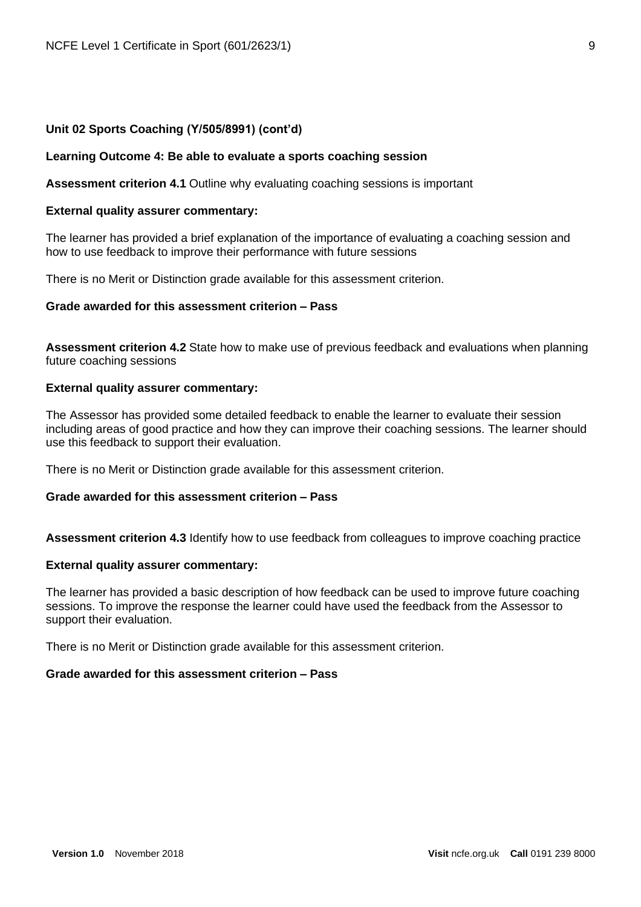**Unit 02 Sports Coaching (Y/505/8991) (cont'd)**

**Learning Outcome 4: Be able to evaluate a sports coaching session**

**Assessment criterion 4.1** Outline why evaluating coaching sessions is important

**External quality assurer commentary:**

The learner has provided a brief explanation of the importance of evaluating a coaching session and how to use feedback to improve their performance with future sessions

There is no Merit or Distinction grade available for this assessment criterion.

**Grade awarded for this assessment criterion – Pass**

**Assessment criterion 4.2** State how to make use of previous feedback and evaluations when planning future coaching sessions

**External quality assurer commentary:**

The Assessor has provided some detailed feedback to enable the learner to evaluate their session including areas of good practice and how they can improve their coaching sessions. The learner should use this feedback to support their evaluation.

There is no Merit or Distinction grade available for this assessment criterion.

**Grade awarded for this assessment criterion – Pass**

**Assessment criterion 4.3** Identify how to use feedback from colleagues to improve coaching practice

**External quality assurer commentary:**

The learner has provided a basic description of how feedback can be used to improve future coaching sessions. To improve the response the learner could have used the feedback from the Assessor to support their evaluation.

There is no Merit or Distinction grade available for this assessment criterion.

**Grade awarded for this assessment criterion – Pass**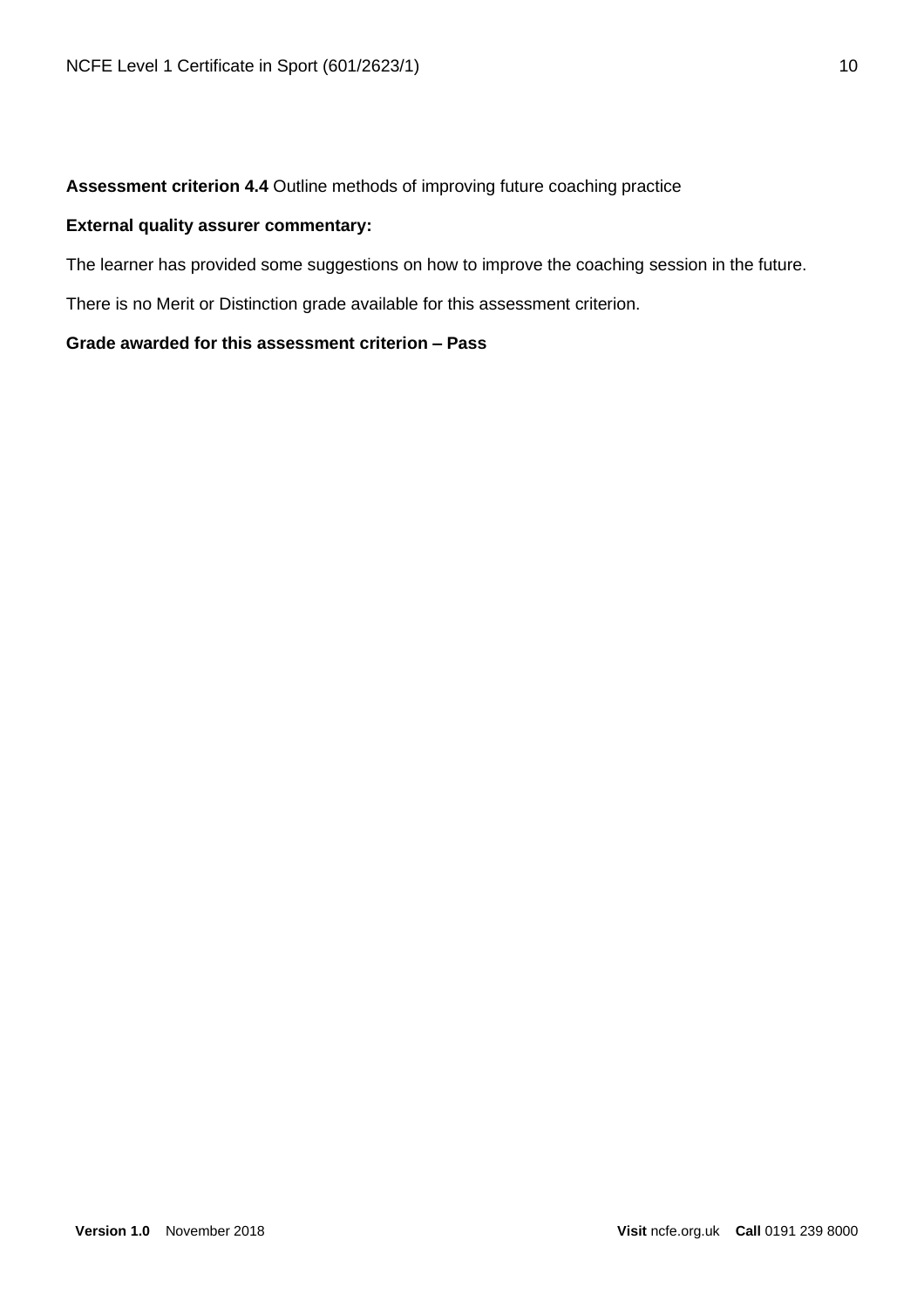**Assessment criterion 4.4** Outline methods of improving future coaching practice

**External quality assurer commentary:**

The learner has provided some suggestions on how to improve the coaching session in the future.

There is no Merit or Distinction grade available for this assessment criterion.

**Grade awarded for this assessment criterion – Pass**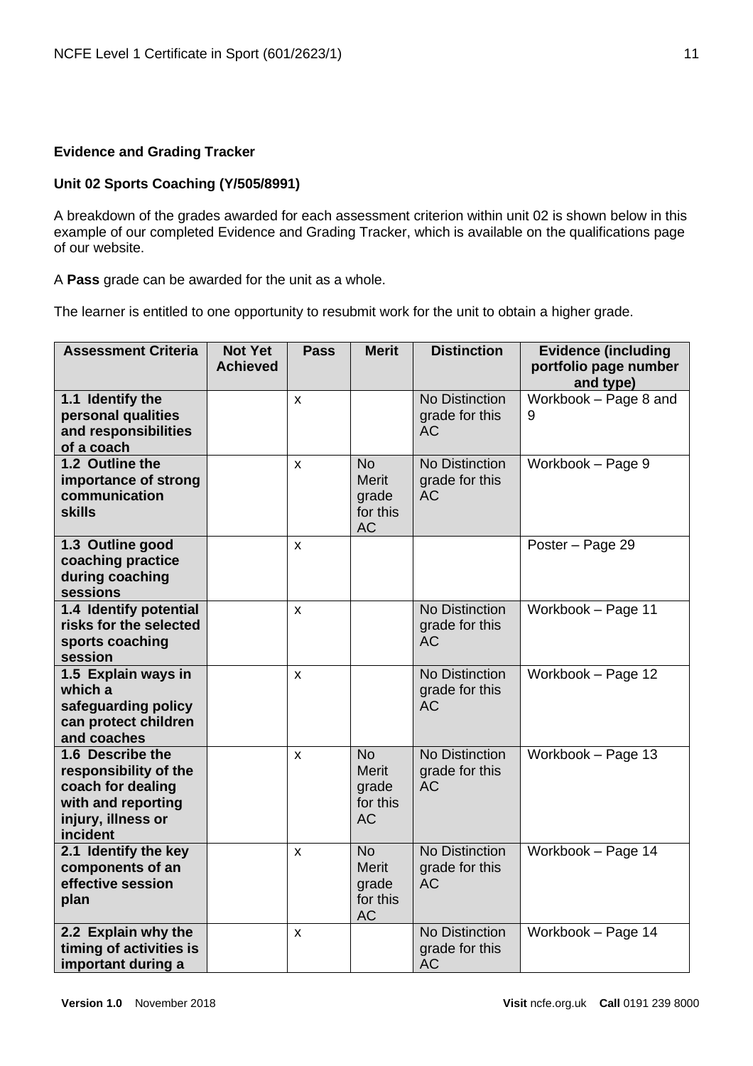**Evidence and Grading Tracker**

**Unit 02 Sports Coaching (Y/505/8991)**

A breakdown of the grades awarded for each assessment criterion within unit 02 is shown below in this example of our completed Evidence and Grading Tracker, which is available on the qualifications page of our website.

A **Pass** grade can be awarded for the unit as a whole.

The learner is entitled to one opportunity to resubmit work for the unit to obtain a higher grade.

| Assessment Criteria | Not Yet Achieved | Pass | Merit | Distinction | Evidence (including portfolio page number and type) |
|---|---|---|---|---|---|
| **1.1 Identify the personal qualities and responsibilities of a coach** | | x | | No Distinction grade for this AC | Workbook – Page 8 and 9 |
| **1.2 Outline the importance of strong communication skills** | | x | No Merit grade for this AC | No Distinction grade for this AC | Workbook – Page 9 |
| **1.3 Outline good coaching practice during coaching sessions** | | x | | | Poster – Page 29 |
| **1.4 Identify potential risks for the selected sports coaching session** | | x | | No Distinction grade for this AC | Workbook – Page 11 |
| **1.5 Explain ways in which a safeguarding policy can protect children and coaches** | | x | | No Distinction grade for this AC | Workbook – Page 12 |
| **1.6 Describe the responsibility of the coach for dealing with and reporting injury, illness or incident** | | x | No Merit grade for this AC | No Distinction grade for this AC | Workbook – Page 13 |
| **2.1 Identify the key components of an effective session plan** | | x | No Merit grade for this AC | No Distinction grade for this AC | Workbook – Page 14 |
| **2.2 Explain why the timing of activities is important during a** | | x | | No Distinction grade for this AC | Workbook – Page 14 |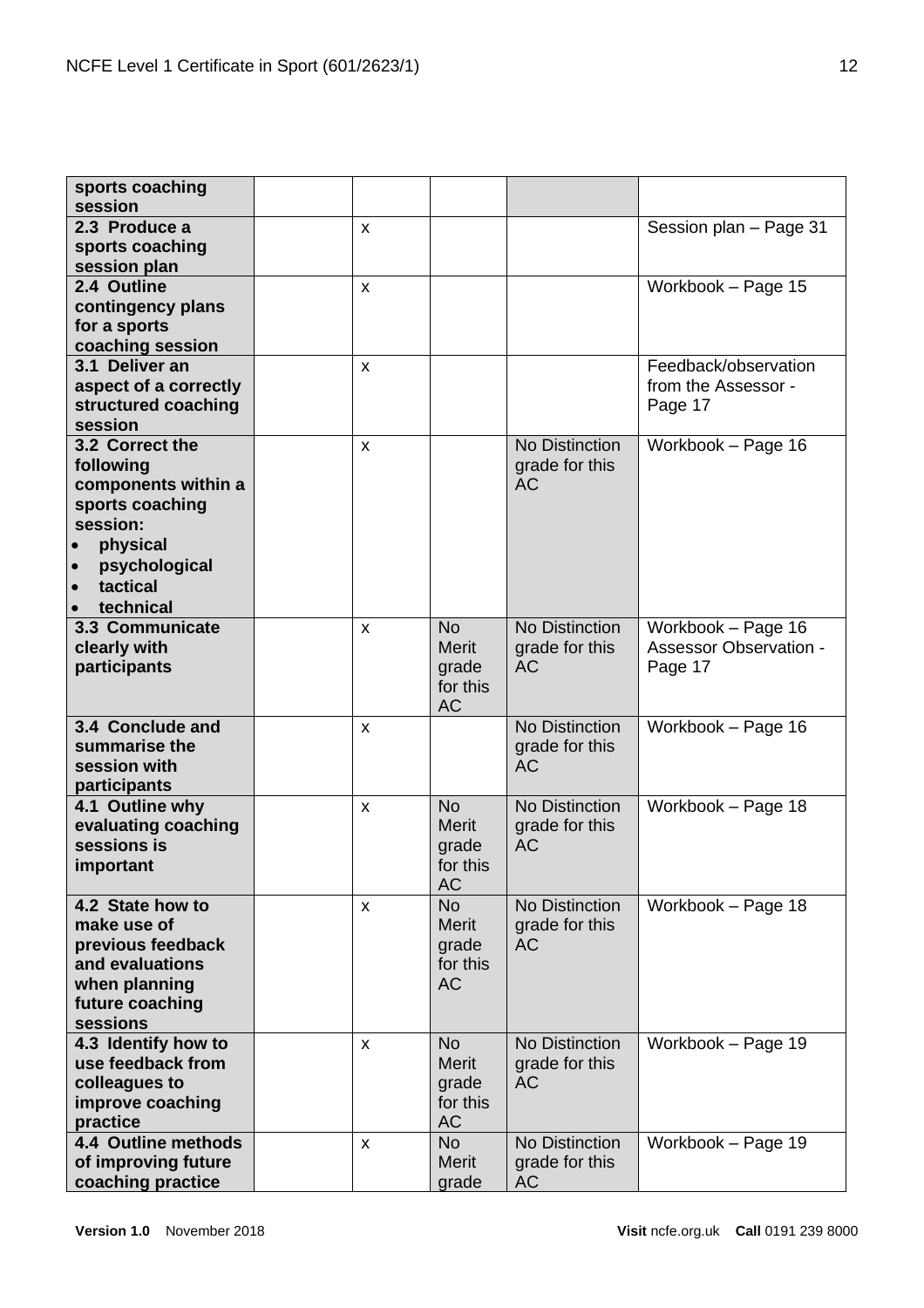| | | | | | |
|---|---|---|---|---|---|
| **sports coaching session** | | | | | |
| **2.3 Produce a sports coaching session plan** | | x | | | Session plan – Page 31 |
| **2.4 Outline contingency plans for a sports coaching session** | | x | | | Workbook – Page 15 |
| **3.1 Deliver an aspect of a correctly structured coaching session** | | x | | | Feedback/observation from the Assessor - Page 17 |
| **3.2 Correct the following components within a sports coaching session:**<br>• **physical**<br>• **psychological**<br>• **tactical**<br>• **technical** | | x | | No Distinction grade for this AC | Workbook – Page 16 |
| **3.3 Communicate clearly with participants** | | x | No Merit grade for this AC | No Distinction grade for this AC | Workbook – Page 16<br>Assessor Observation - Page 17 |
| **3.4 Conclude and summarise the session with participants** | | x | | No Distinction grade for this AC | Workbook – Page 16 |
| **4.1 Outline why evaluating coaching sessions is important** | | x | No Merit grade for this AC | No Distinction grade for this AC | Workbook – Page 18 |
| **4.2 State how to make use of previous feedback and evaluations when planning future coaching sessions** | | x | No Merit grade for this AC | No Distinction grade for this AC | Workbook – Page 18 |
| **4.3 Identify how to use feedback from colleagues to improve coaching practice** | | x | No Merit grade for this AC | No Distinction grade for this AC | Workbook – Page 19 |
| **4.4 Outline methods of improving future coaching practice** | | x | No Merit grade | No Distinction grade for this AC | Workbook – Page 19 |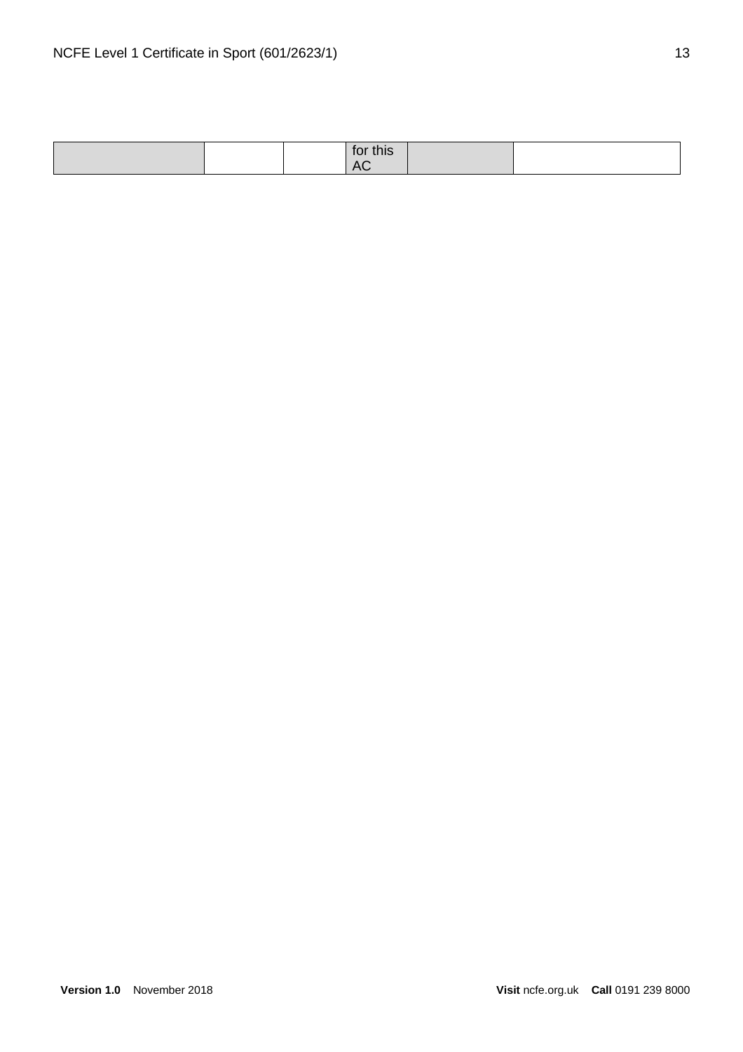|  |  |  | for this AC |  |  |
|---|---|---|---|---|---|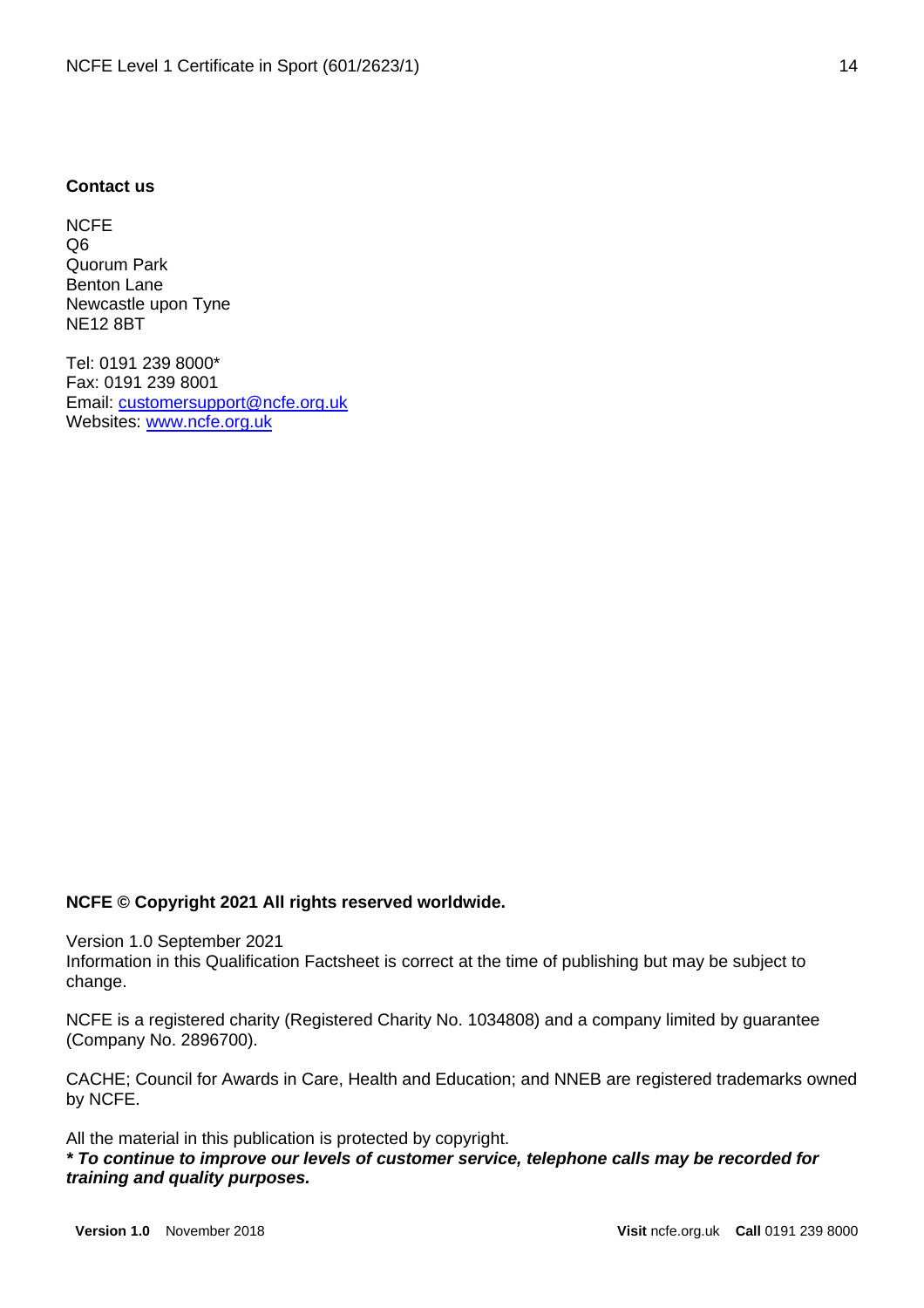**Contact us**

NCFE
Q6
Quorum Park
Benton Lane
Newcastle upon Tyne
NE12 8BT

Tel: 0191 239 8000*
Fax: 0191 239 8001
Email: customersupport@ncfe.org.uk
Websites: www.ncfe.org.uk

**NCFE © Copyright 2021 All rights reserved worldwide.**

Version 1.0 September 2021
Information in this Qualification Factsheet is correct at the time of publishing but may be subject to change.

NCFE is a registered charity (Registered Charity No. 1034808) and a company limited by guarantee (Company No. 2896700).

CACHE; Council for Awards in Care, Health and Education; and NNEB are registered trademarks owned by NCFE.

All the material in this publication is protected by copyright.
***\* To continue to improve our levels of customer service, telephone calls may be recorded for training and quality purposes.***